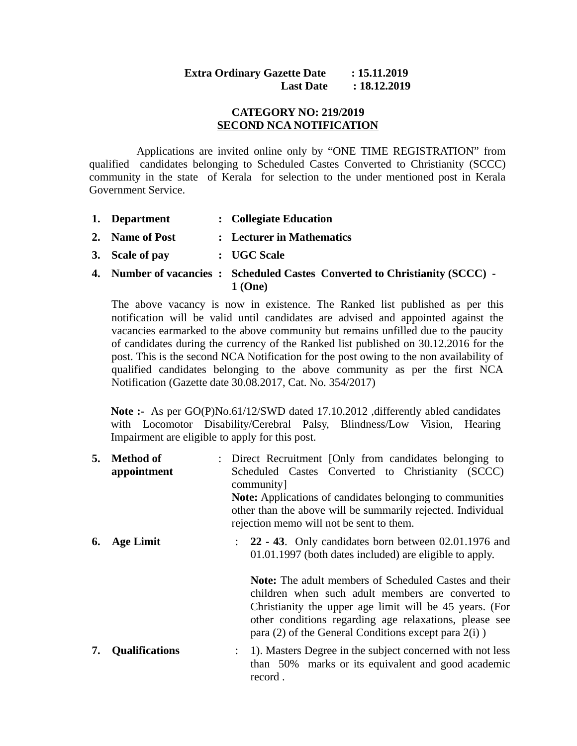**Extra Ordinary Gazette Date : 15.11.2019**
**Last Date : 18.12.2019**

**CATEGORY NO: 219/2019**
**SECOND NCA NOTIFICATION**

Applications are invited online only by "ONE TIME REGISTRATION" from qualified candidates belonging to Scheduled Castes Converted to Christianity (SCCC) community in the state of Kerala for selection to the under mentioned post in Kerala Government Service.

1. **Department : Collegiate Education**
2. **Name of Post : Lecturer in Mathematics**
3. **Scale of pay : UGC Scale**
4. **Number of vacancies : Scheduled Castes Converted to Christianity (SCCC) - 1 (One)**

   The above vacancy is now in existence. The Ranked list published as per this notification will be valid until candidates are advised and appointed against the vacancies earmarked to the above community but remains unfilled due to the paucity of candidates during the currency of the Ranked list published on 30.12.2016 for the post. This is the second NCA Notification for the post owing to the non availability of qualified candidates belonging to the above community as per the first NCA Notification (Gazette date 30.08.2017, Cat. No. 354/2017)

   **Note :-** As per GO(P)No.61/12/SWD dated 17.10.2012 ,differently abled candidates with Locomotor Disability/Cerebral Palsy, Blindness/Low Vision, Hearing Impairment are eligible to apply for this post.

5. **Method of appointment** : Direct Recruitment [Only from candidates belonging to Scheduled Castes Converted to Christianity (SCCC) community]
   **Note:** Applications of candidates belonging to communities other than the above will be summarily rejected. Individual rejection memo will not be sent to them.

6. **Age Limit** : **22 - 43**. Only candidates born between 02.01.1976 and 01.01.1997 (both dates included) are eligible to apply.

   **Note:** The adult members of Scheduled Castes and their children when such adult members are converted to Christianity the upper age limit will be 45 years. (For other conditions regarding age relaxations, please see para (2) of the General Conditions except para 2(i) )

7. **Qualifications** : 1). Masters Degree in the subject concerned with not less than 50% marks or its equivalent and good academic record .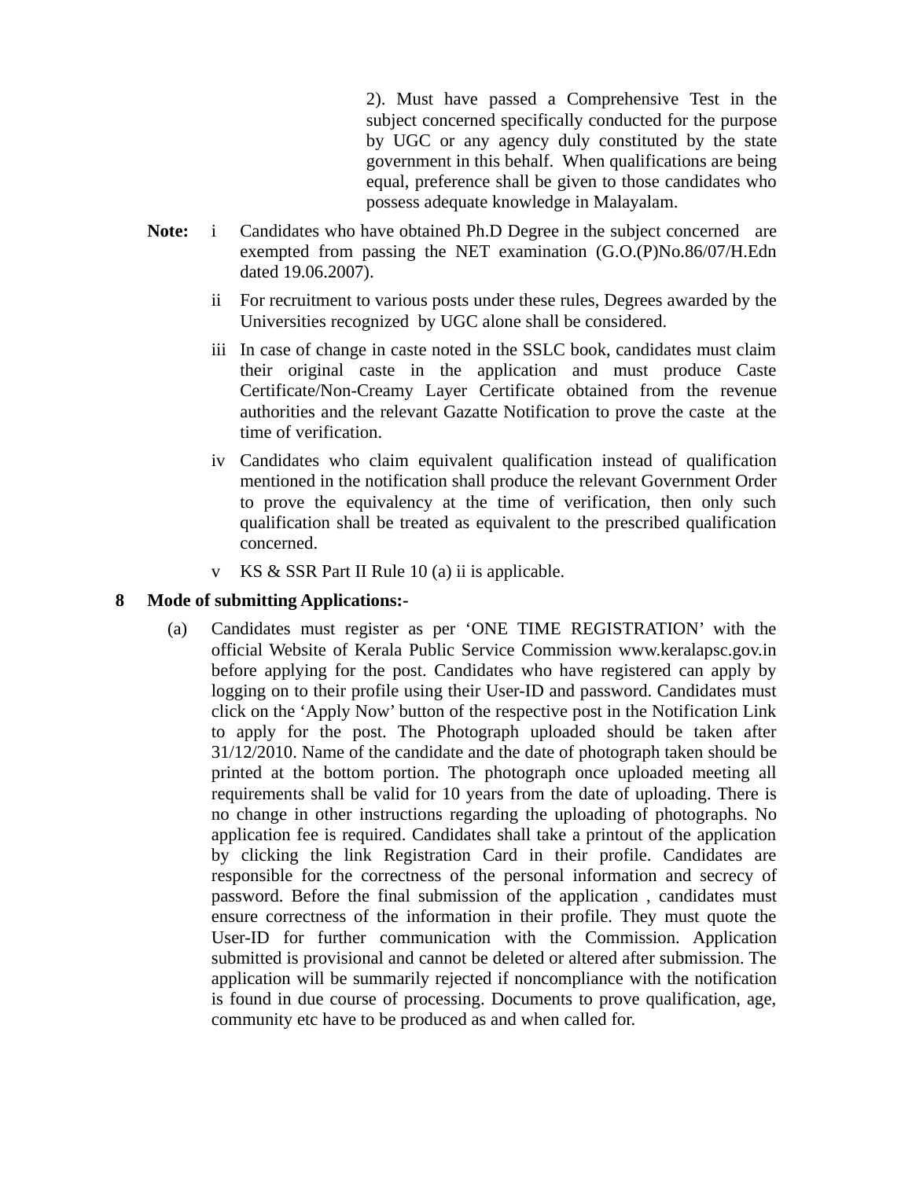2). Must have passed a Comprehensive Test in the subject concerned specifically conducted for the purpose by UGC or any agency duly constituted by the state government in this behalf. When qualifications are being equal, preference shall be given to those candidates who possess adequate knowledge in Malayalam.

**Note:**

i. Candidates who have obtained Ph.D Degree in the subject concerned are exempted from passing the NET examination (G.O.(P)No.86/07/H.Edn dated 19.06.2007).

ii. For recruitment to various posts under these rules, Degrees awarded by the Universities recognized by UGC alone shall be considered.

iii. In case of change in caste noted in the SSLC book, candidates must claim their original caste in the application and must produce Caste Certificate/Non-Creamy Layer Certificate obtained from the revenue authorities and the relevant Gazatte Notification to prove the caste at the time of verification.

iv. Candidates who claim equivalent qualification instead of qualification mentioned in the notification shall produce the relevant Government Order to prove the equivalency at the time of verification, then only such qualification shall be treated as equivalent to the prescribed qualification concerned.

v. KS & SSR Part II Rule 10 (a) ii is applicable.

**8 Mode of submitting Applications:-**

(a) Candidates must register as per 'ONE TIME REGISTRATION' with the official Website of Kerala Public Service Commission www.keralapsc.gov.in before applying for the post. Candidates who have registered can apply by logging on to their profile using their User-ID and password. Candidates must click on the 'Apply Now' button of the respective post in the Notification Link to apply for the post. The Photograph uploaded should be taken after 31/12/2010. Name of the candidate and the date of photograph taken should be printed at the bottom portion. The photograph once uploaded meeting all requirements shall be valid for 10 years from the date of uploading. There is no change in other instructions regarding the uploading of photographs. No application fee is required. Candidates shall take a printout of the application by clicking the link Registration Card in their profile. Candidates are responsible for the correctness of the personal information and secrecy of password. Before the final submission of the application , candidates must ensure correctness of the information in their profile. They must quote the User-ID for further communication with the Commission. Application submitted is provisional and cannot be deleted or altered after submission. The application will be summarily rejected if noncompliance with the notification is found in due course of processing. Documents to prove qualification, age, community etc have to be produced as and when called for.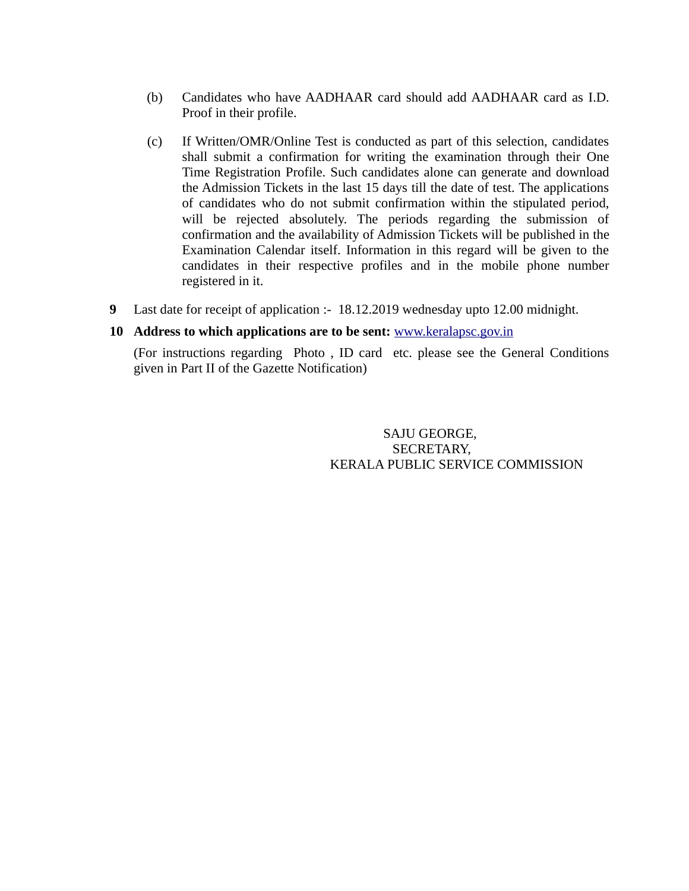(b) Candidates who have AADHAAR card should add AADHAAR card as I.D. Proof in their profile.

(c) If Written/OMR/Online Test is conducted as part of this selection, candidates shall submit a confirmation for writing the examination through their One Time Registration Profile. Such candidates alone can generate and download the Admission Tickets in the last 15 days till the date of test. The applications of candidates who do not submit confirmation within the stipulated period, will be rejected absolutely. The periods regarding the submission of confirmation and the availability of Admission Tickets will be published in the Examination Calendar itself. Information in this regard will be given to the candidates in their respective profiles and in the mobile phone number registered in it.

**9** Last date for receipt of application :- 18.12.2019 wednesday upto 12.00 midnight.

**10** **Address to which applications are to be sent:** www.keralapsc.gov.in

(For instructions regarding Photo , ID card etc. please see the General Conditions given in Part II of the Gazette Notification)

SAJU GEORGE,
SECRETARY,
KERALA PUBLIC SERVICE COMMISSION